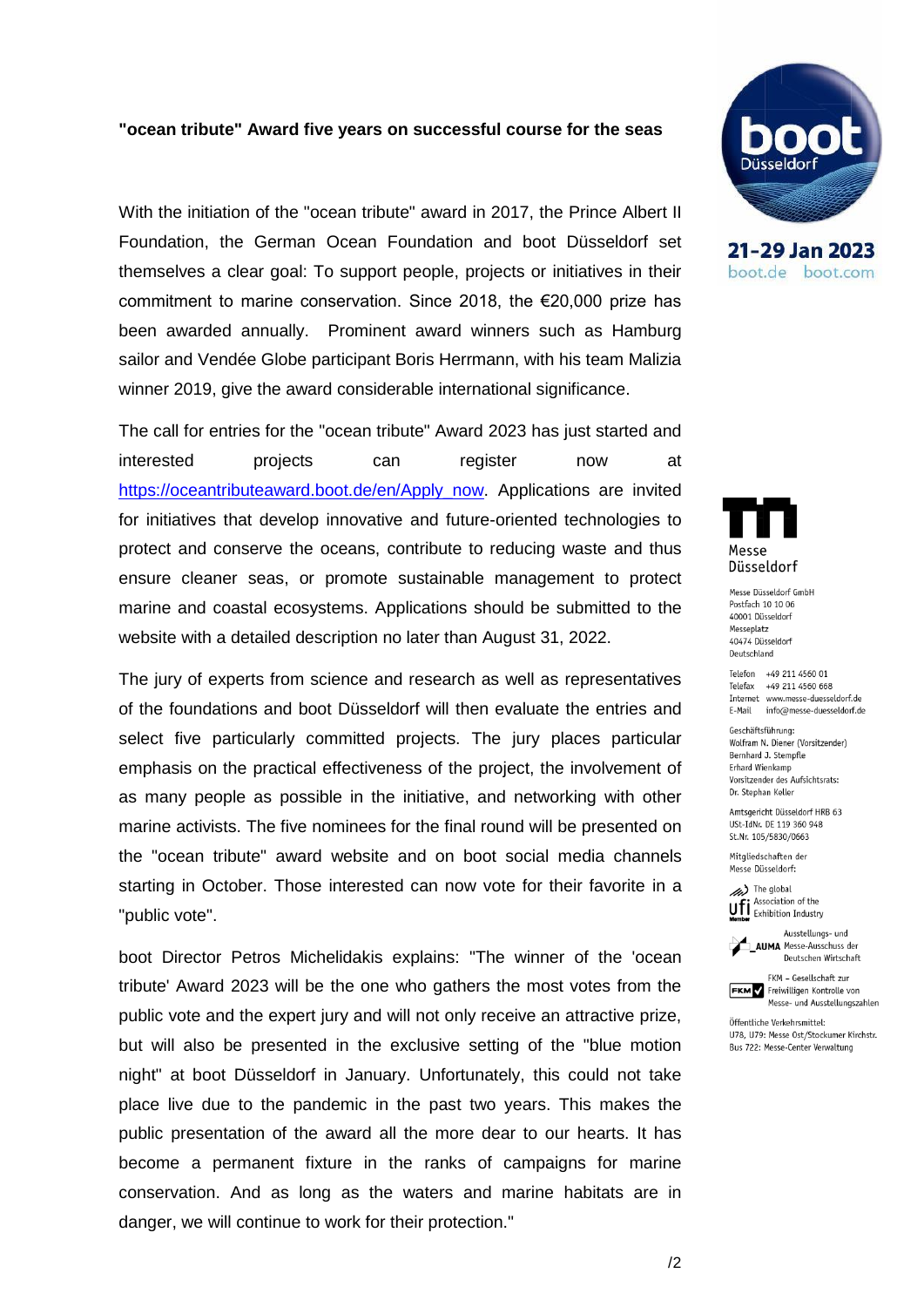**"ocean tribute" Award five years on successful course for the seas**

With the initiation of the "ocean tribute" award in 2017, the Prince Albert II Foundation, the German Ocean Foundation and boot Düsseldorf set themselves a clear goal: To support people, projects or initiatives in their commitment to marine conservation. Since 2018, the €20,000 prize has been awarded annually. Prominent award winners such as Hamburg sailor and Vendée Globe participant Boris Herrmann, with his team Malizia winner 2019, give the award considerable international significance.

The call for entries for the "ocean tribute" Award 2023 has just started and interested projects can register now at https://oceantributeaward.boot.de/en/Apply_now. Applications are invited for initiatives that develop innovative and future-oriented technologies to protect and conserve the oceans, contribute to reducing waste and thus ensure cleaner seas, or promote sustainable management to protect marine and coastal ecosystems. Applications should be submitted to the website with a detailed description no later than August 31, 2022.

The jury of experts from science and research as well as representatives of the foundations and boot Düsseldorf will then evaluate the entries and select five particularly committed projects. The jury places particular emphasis on the practical effectiveness of the project, the involvement of as many people as possible in the initiative, and networking with other marine activists. The five nominees for the final round will be presented on the "ocean tribute" award website and on boot social media channels starting in October. Those interested can now vote for their favorite in a "public vote".

boot Director Petros Michelidakis explains: "The winner of the 'ocean tribute' Award 2023 will be the one who gathers the most votes from the public vote and the expert jury and will not only receive an attractive prize, but will also be presented in the exclusive setting of the "blue motion night" at boot Düsseldorf in January. Unfortunately, this could not take place live due to the pandemic in the past two years. This makes the public presentation of the award all the more dear to our hearts. It has become a permanent fixture in the ranks of campaigns for marine conservation. And as long as the waters and marine habitats are in danger, we will continue to work for their protection."

boot Düsseldorf
21-29 Jan 2023
boot.de boot.com

Messe Düsseldorf

Messe Düsseldorf GmbH
Postfach 10 10 06
40001 Düsseldorf
Messeplatz
40474 Düsseldorf
Deutschland

Telefon +49 211 4560 01
Telefax +49 211 4560 668
Internet www.messe-duesseldorf.de
E-Mail info@messe-duesseldorf.de

Geschäftsführung:
Wolfram N. Diener (Vorsitzender)
Bernhard J. Stempfle
Erhard Wienkamp
Vorsitzender des Aufsichtsrats:
Dr. Stephan Keller

Amtsgericht Düsseldorf HRB 63
USt-IdNr. DE 119 360 948
St.Nr. 105/5830/0663

Mitgliedschaften der Messe Düsseldorf:

ufi – The global Association of the Exhibition Industry

AUMA – Ausstellungs- und Messe-Ausschuss der Deutschen Wirtschaft

FKM – Gesellschaft zur Freiwilligen Kontrolle von Messe- und Ausstellungszahlen

Öffentliche Verkehrsmittel:
U78, U79: Messe Ost/Stockumer Kirchstr.
Bus 722: Messe-Center Verwaltung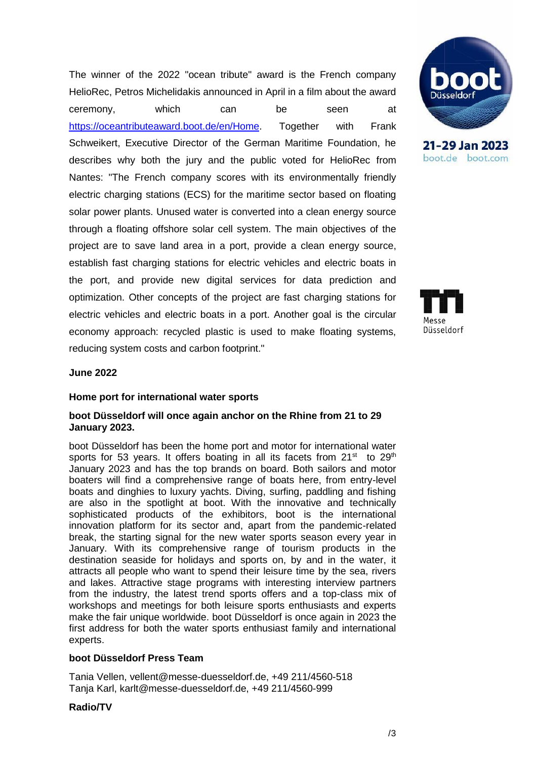The winner of the 2022 "ocean tribute" award is the French company HelioRec, Petros Michelidakis announced in April in a film about the award ceremony, which can be seen at [https://oceantributeaward.boot.de/en/Home](https://oceantributeaward.boot.de/en/Home). Together with Frank Schweikert, Executive Director of the German Maritime Foundation, he describes why both the jury and the public voted for HelioRec from Nantes: "The French company scores with its environmentally friendly electric charging stations (ECS) for the maritime sector based on floating solar power plants. Unused water is converted into a clean energy source through a floating offshore solar cell system. The main objectives of the project are to save land area in a port, provide a clean energy source, establish fast charging stations for electric vehicles and electric boats in the port, and provide new digital services for data prediction and optimization. Other concepts of the project are fast charging stations for electric vehicles and electric boats in a port. Another goal is the circular economy approach: recycled plastic is used to make floating systems, reducing system costs and carbon footprint."

**June 2022**

**Home port for international water sports**

**boot Düsseldorf will once again anchor on the Rhine from 21 to 29 January 2023.**

boot Düsseldorf has been the home port and motor for international water sports for 53 years. It offers boating in all its facets from 21st to 29th January 2023 and has the top brands on board. Both sailors and motor boaters will find a comprehensive range of boats here, from entry-level boats and dinghies to luxury yachts. Diving, surfing, paddling and fishing are also in the spotlight at boot. With the innovative and technically sophisticated products of the exhibitors, boot is the international innovation platform for its sector and, apart from the pandemic-related break, the starting signal for the new water sports season every year in January. With its comprehensive range of tourism products in the destination seaside for holidays and sports on, by and in the water, it attracts all people who want to spend their leisure time by the sea, rivers and lakes. Attractive stage programs with interesting interview partners from the industry, the latest trend sports offers and a top-class mix of workshops and meetings for both leisure sports enthusiasts and experts make the fair unique worldwide. boot Düsseldorf is once again in 2023 the first address for both the water sports enthusiast family and international experts.

**boot Düsseldorf Press Team**

Tania Vellen, vellent@messe-duesseldorf.de, +49 211/4560-518
Tanja Karl, karlt@messe-duesseldorf.de, +49 211/4560-999

**Radio/TV**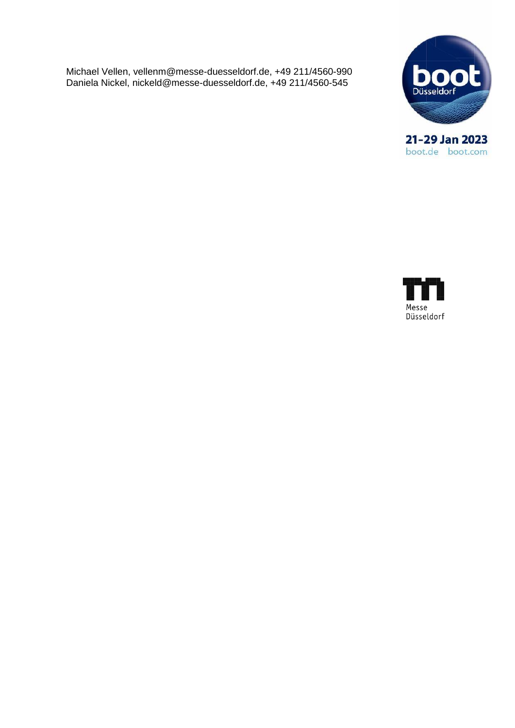Michael Vellen, vellenm@messe-duesseldorf.de, +49 211/4560-990
Daniela Nickel, nickeld@messe-duesseldorf.de, +49 211/4560-545